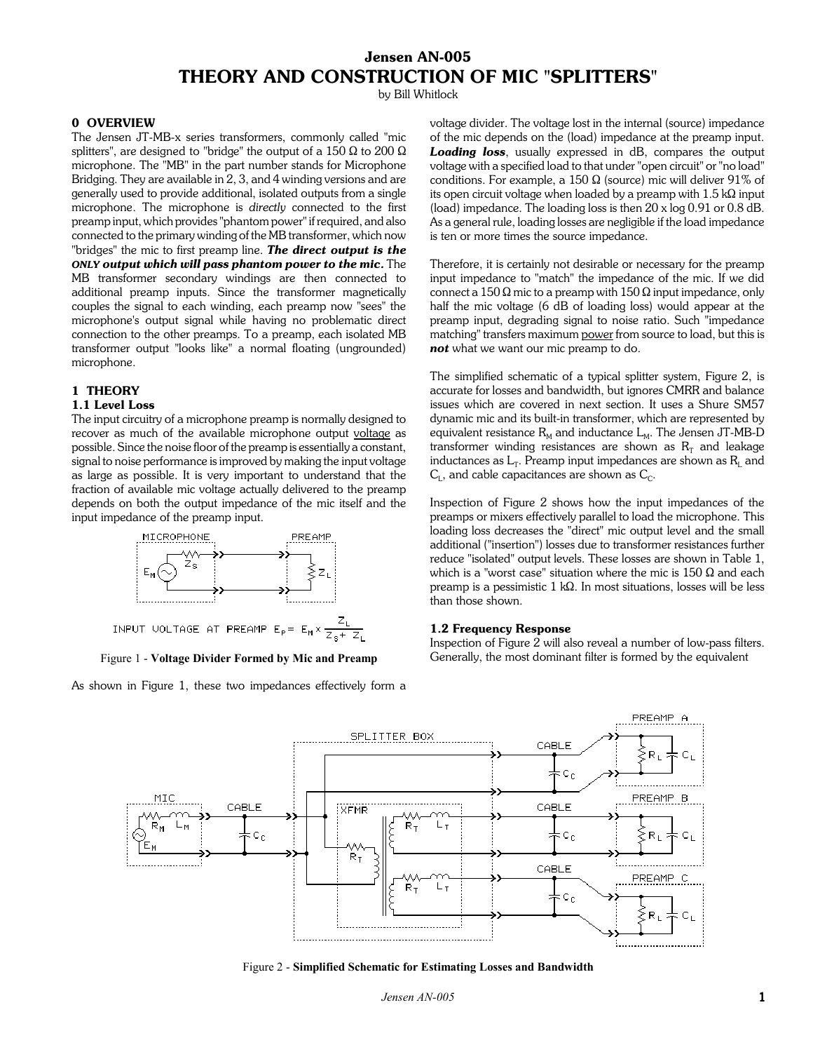# Jensen AN-005
# THEORY AND CONSTRUCTION OF MIC "SPLITTERS"

by Bill Whitlock

## 0 OVERVIEW

The Jensen JT-MB-x series transformers, commonly called "mic splitters", are designed to "bridge" the output of a 150 Ω to 200 Ω microphone. The "MB" in the part number stands for Microphone Bridging. They are available in 2, 3, and 4 winding versions and are generally used to provide additional, isolated outputs from a single microphone. The microphone is *directly* connected to the first preamp input, which provides "phantom power" if required, and also connected to the primary winding of the MB transformer, which now "bridges" the mic to first preamp line. ***The direct output is the ONLY output which will pass phantom power to the mic.*** The MB transformer secondary windings are then connected to additional preamp inputs. Since the transformer magnetically couples the signal to each winding, each preamp now "sees" the microphone's output signal while having no problematic direct connection to the other preamps. To a preamp, each isolated MB transformer output "looks like" a normal floating (ungrounded) microphone.

## 1 THEORY

### 1.1 Level Loss

The input circuitry of a microphone preamp is normally designed to recover as much of the available microphone output voltage as possible. Since the noise floor of the preamp is essentially a constant, signal to noise performance is improved by making the input voltage as large as possible. It is very important to understand that the fraction of available mic voltage actually delivered to the preamp depends on both the output impedance of the mic itself and the input impedance of the preamp input.

MICROPHONE — PREAMP

$$\text{INPUT VOLTAGE AT PREAMP } E_P = E_M \times \frac{Z_L}{Z_S + Z_L}$$

Figure 1 - **Voltage Divider Formed by Mic and Preamp**

As shown in Figure 1, these two impedances effectively form a voltage divider. The voltage lost in the internal (source) impedance of the mic depends on the (load) impedance at the preamp input. ***Loading loss***, usually expressed in dB, compares the output voltage with a specified load to that under "open circuit" or "no load" conditions. For example, a 150 Ω (source) mic will deliver 91% of its open circuit voltage when loaded by a preamp with 1.5 kΩ input (load) impedance. The loading loss is then 20 x log 0.91 or 0.8 dB. As a general rule, loading losses are negligible if the load impedance is ten or more times the source impedance.

Therefore, it is certainly not desirable or necessary for the preamp input impedance to "match" the impedance of the mic. If we did connect a 150 Ω mic to a preamp with 150 Ω input impedance, only half the mic voltage (6 dB of loading loss) would appear at the preamp input, degrading signal to noise ratio. Such "impedance matching" transfers maximum power from source to load, but this is ***not*** what we want our mic preamp to do.

The simplified schematic of a typical splitter system, Figure 2, is accurate for losses and bandwidth, but ignores CMRR and balance issues which are covered in next section. It uses a Shure SM57 dynamic mic and its built-in transformer, which are represented by equivalent resistance $R_M$ and inductance $L_M$. The Jensen JT-MB-D transformer winding resistances are shown as $R_T$ and leakage inductances as $L_T$. Preamp input impedances are shown as $R_L$ and $C_L$, and cable capacitances are shown as $C_C$.

Inspection of Figure 2 shows how the input impedances of the preamps or mixers effectively parallel to load the microphone. This loading loss decreases the "direct" mic output level and the small additional ("insertion") losses due to transformer resistances further reduce "isolated" output levels. These losses are shown in Table 1, which is a "worst case" situation where the mic is 150 Ω and each preamp is a pessimistic 1 kΩ. In most situations, losses will be less than those shown.

### 1.2 Frequency Response

Inspection of Figure 2 will also reveal a number of low-pass filters. Generally, the most dominant filter is formed by the equivalent

Figure 2 - **Simplified Schematic for Estimating Losses and Bandwidth**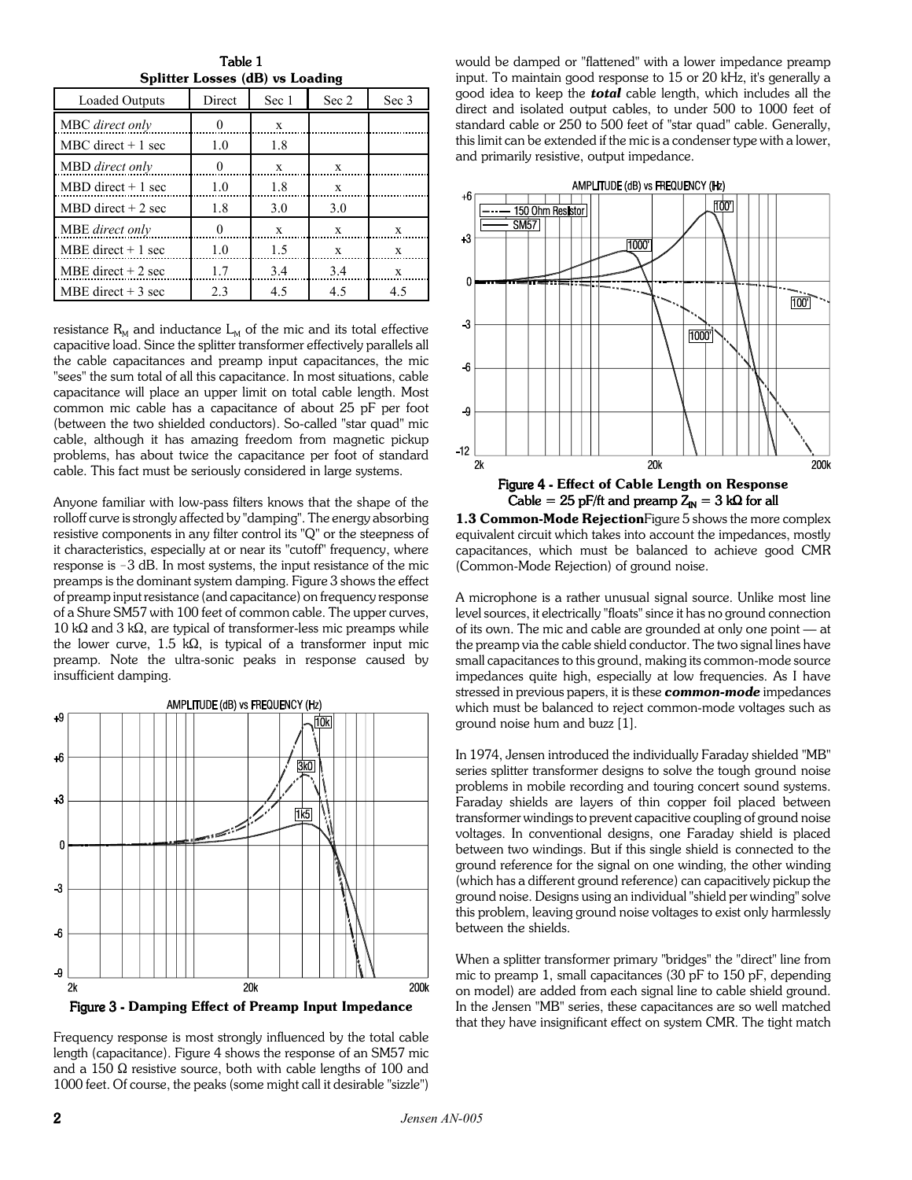**Table 1**
**Splitter Losses (dB) vs Loading**

| Loaded Outputs | Direct | Sec 1 | Sec 2 | Sec 3 |
|---|---|---|---|---|
| MBC *direct only* | 0 | x | | |
| MBC direct + 1 sec | 1.0 | 1.8 | | |
| MBD *direct only* | 0 | x | x | |
| MBD direct + 1 sec | 1.0 | 1.8 | x | |
| MBD direct + 2 sec | 1.8 | 3.0 | 3.0 | |
| MBE *direct only* | 0 | x | x | x |
| MBE direct + 1 sec | 1.0 | 1.5 | x | x |
| MBE direct + 2 sec | 1.7 | 3.4 | 3.4 | x |
| MBE direct + 3 sec | 2.3 | 4.5 | 4.5 | 4.5 |

resistance $R_M$ and inductance $L_M$ of the mic and its total effective capacitive load. Since the splitter transformer effectively parallels all the cable capacitances and preamp input capacitances, the mic "sees" the sum total of all this capacitance. In most situations, cable capacitance will place an upper limit on total cable length. Most common mic cable has a capacitance of about 25 pF per foot (between the two shielded conductors). So-called "star quad" mic cable, although it has amazing freedom from magnetic pickup problems, has about twice the capacitance per foot of standard cable. This fact must be seriously considered in large systems.

Anyone familiar with low-pass filters knows that the shape of the rolloff curve is strongly affected by "damping". The energy absorbing resistive components in any filter control its "Q" or the steepness of it characteristics, especially at or near its "cutoff" frequency, where response is -3 dB. In most systems, the input resistance of the mic preamps is the dominant system damping. Figure 3 shows the effect of preamp input resistance (and capacitance) on frequency response of a Shure SM57 with 100 feet of common cable. The upper curves, 10 kΩ and 3 kΩ, are typical of transformer-less mic preamps while the lower curve, 1.5 kΩ, is typical of a transformer input mic preamp. Note the ultra-sonic peaks in response caused by insufficient damping.

**Figure 3 - Damping Effect of Preamp Input Impedance**

Frequency response is most strongly influenced by the total cable length (capacitance). Figure 4 shows the response of an SM57 mic and a 150 Ω resistive source, both with cable lengths of 100 and 1000 feet. Of course, the peaks (some might call it desirable "sizzle") would be damped or "flattened" with a lower impedance preamp input. To maintain good response to 15 or 20 kHz, it's generally a good idea to keep the ***total*** cable length, which includes all the direct and isolated output cables, to under 500 to 1000 feet of standard cable or 250 to 500 feet of "star quad" cable. Generally, this limit can be extended if the mic is a condenser type with a lower, and primarily resistive, output impedance.

**Figure 4 - Effect of Cable Length on Response**
**Cable = 25 pF/ft and preamp $Z_{IN}$ = 3 kΩ for all**

### 1.3 Common-Mode Rejection

Figure 5 shows the more complex equivalent circuit which takes into account the impedances, mostly capacitances, which must be balanced to achieve good CMR (Common-Mode Rejection) of ground noise.

A microphone is a rather unusual signal source. Unlike most line level sources, it electrically "floats" since it has no ground connection of its own. The mic and cable are grounded at only one point — at the preamp via the cable shield conductor. The two signal lines have small capacitances to this ground, making its common-mode source impedances quite high, especially at low frequencies. As I have stressed in previous papers, it is these ***common-mode*** impedances which must be balanced to reject common-mode voltages such as ground noise hum and buzz [1].

In 1974, Jensen introduced the individually Faraday shielded "MB" series splitter transformer designs to solve the tough ground noise problems in mobile recording and touring concert sound systems. Faraday shields are layers of thin copper foil placed between transformer windings to prevent capacitive coupling of ground noise voltages. In conventional designs, one Faraday shield is placed between two windings. But if this single shield is connected to the ground reference for the signal on one winding, the other winding (which has a different ground reference) can capacitively pickup the ground noise. Designs using an individual "shield per winding" solve this problem, leaving ground noise voltages to exist only harmlessly between the shields.

When a splitter transformer primary "bridges" the "direct" line from mic to preamp 1, small capacitances (30 pF to 150 pF, depending on model) are added from each signal line to cable shield ground. In the Jensen "MB" series, these capacitances are so well matched that they have insignificant effect on system CMR. The tight match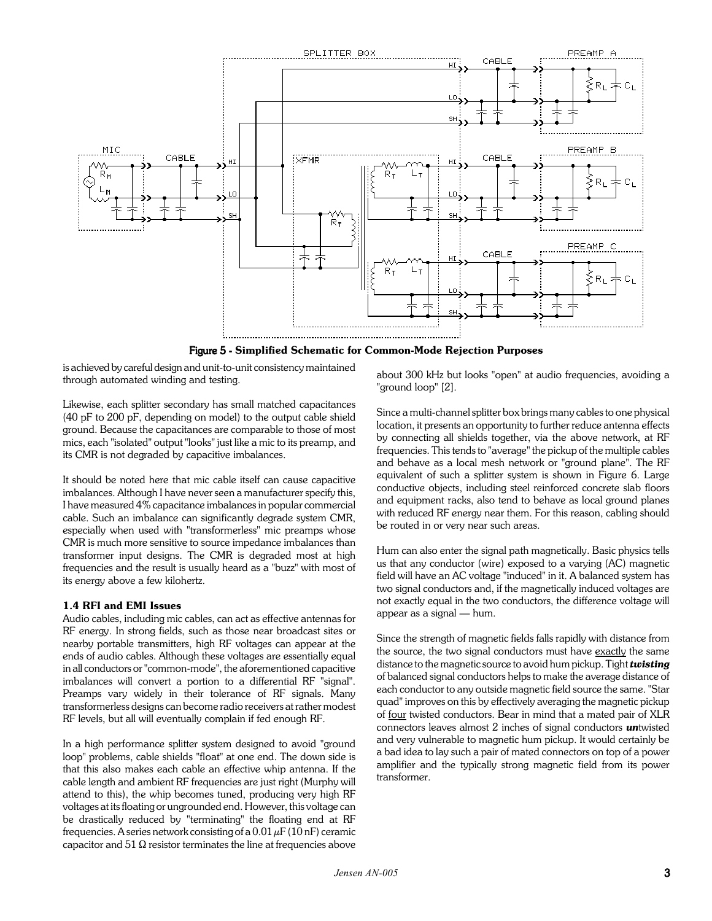Figure 5 - Simplified Schematic for Common-Mode Rejection Purposes

is achieved by careful design and unit-to-unit consistency maintained through automated winding and testing.

Likewise, each splitter secondary has small matched capacitances (40 pF to 200 pF, depending on model) to the output cable shield ground. Because the capacitances are comparable to those of most mics, each "isolated" output "looks" just like a mic to its preamp, and its CMR is not degraded by capacitive imbalances.

It should be noted here that mic cable itself can cause capacitive imbalances. Although I have never seen a manufacturer specify this, I have measured 4% capacitance imbalances in popular commercial cable. Such an imbalance can significantly degrade system CMR, especially when used with "transformerless" mic preamps whose CMR is much more sensitive to source impedance imbalances than transformer input designs. The CMR is degraded most at high frequencies and the result is usually heard as a "buzz" with most of its energy above a few kilohertz.

### 1.4 RFI and EMI Issues

Audio cables, including mic cables, can act as effective antennas for RF energy. In strong fields, such as those near broadcast sites or nearby portable transmitters, high RF voltages can appear at the ends of audio cables. Although these voltages are essentially equal in all conductors or "common-mode", the aforementioned capacitive imbalances will convert a portion to a differential RF "signal". Preamps vary widely in their tolerance of RF signals. Many transformerless designs can become radio receivers at rather modest RF levels, but all will eventually complain if fed enough RF.

In a high performance splitter system designed to avoid "ground loop" problems, cable shields "float" at one end. The down side is that this also makes each cable an effective whip antenna. If the cable length and ambient RF frequencies are just right (Murphy will attend to this), the whip becomes tuned, producing very high RF voltages at its floating or ungrounded end. However, this voltage can be drastically reduced by "terminating" the floating end at RF frequencies. A series network consisting of a 0.01 $\mu$F (10 nF) ceramic capacitor and 51 $\Omega$ resistor terminates the line at frequencies above about 300 kHz but looks "open" at audio frequencies, avoiding a "ground loop" [2].

Since a multi-channel splitter box brings many cables to one physical location, it presents an opportunity to further reduce antenna effects by connecting all shields together, via the above network, at RF frequencies. This tends to "average" the pickup of the multiple cables and behave as a local mesh network or "ground plane". The RF equivalent of such a splitter system is shown in Figure 6. Large conductive objects, including steel reinforced concrete slab floors and equipment racks, also tend to behave as local ground planes with reduced RF energy near them. For this reason, cabling should be routed in or very near such areas.

Hum can also enter the signal path magnetically. Basic physics tells us that any conductor (wire) exposed to a varying (AC) magnetic field will have an AC voltage "induced" in it. A balanced system has two signal conductors and, if the magnetically induced voltages are not exactly equal in the two conductors, the difference voltage will appear as a signal — hum.

Since the strength of magnetic fields falls rapidly with distance from the source, the two signal conductors must have exactly the same distance to the magnetic source to avoid hum pickup. Tight ***twisting*** of balanced signal conductors helps to make the average distance of each conductor to any outside magnetic field source the same. "Star quad" improves on this by effectively averaging the magnetic pickup of four twisted conductors. Bear in mind that a mated pair of XLR connectors leaves almost 2 inches of signal conductors ***un***twisted and very vulnerable to magnetic hum pickup. It would certainly be a bad idea to lay such a pair of mated connectors on top of a power amplifier and the typically strong magnetic field from its power transformer.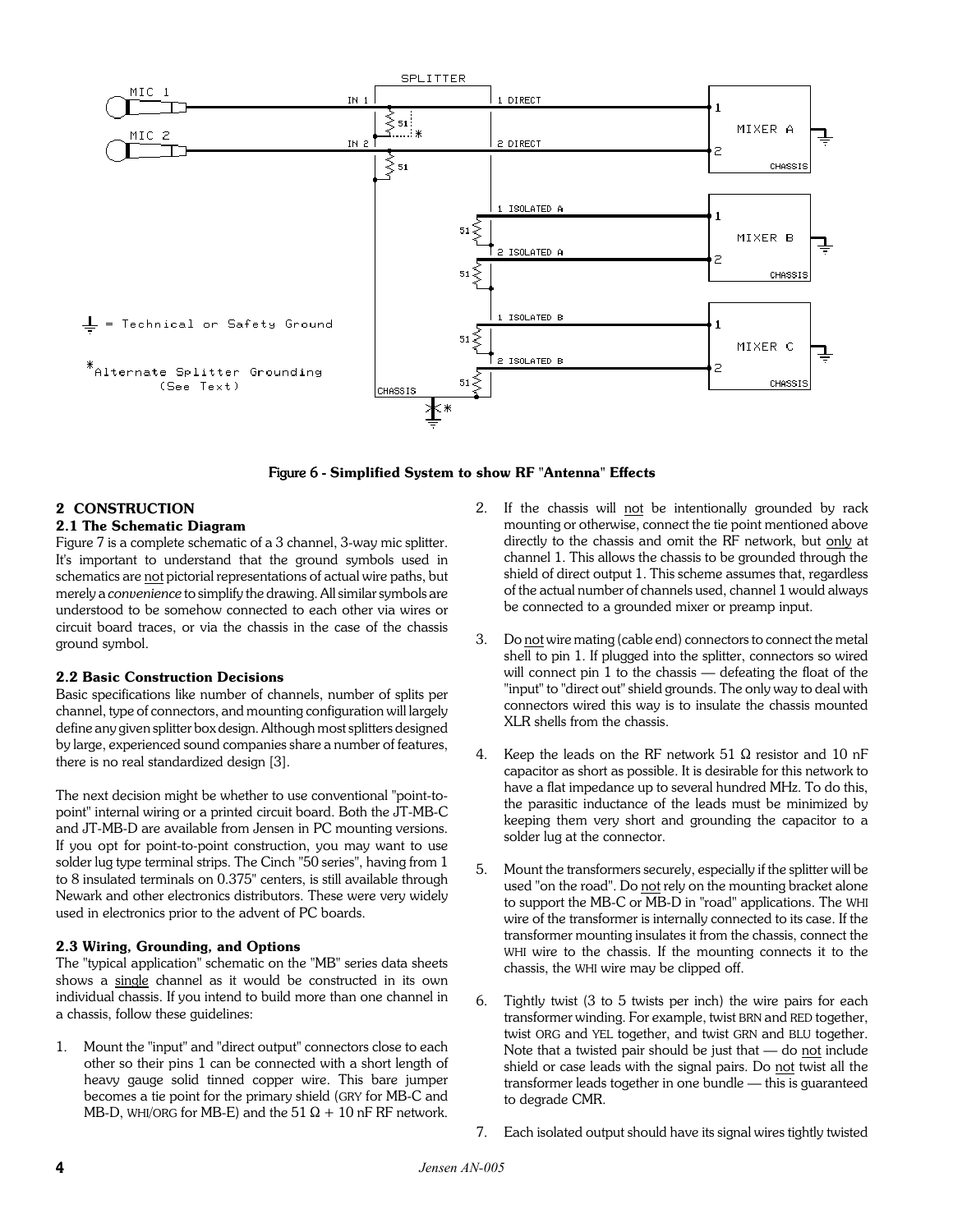Figure 6 - Simplified System to show RF "Antenna" Effects

## 2 CONSTRUCTION

### 2.1 The Schematic Diagram

Figure 7 is a complete schematic of a 3 channel, 3-way mic splitter. It's important to understand that the ground symbols used in schematics are not pictorial representations of actual wire paths, but merely a *convenience* to simplify the drawing. All similar symbols are understood to be somehow connected to each other via wires or circuit board traces, or via the chassis in the case of the chassis ground symbol.

### 2.2 Basic Construction Decisions

Basic specifications like number of channels, number of splits per channel, type of connectors, and mounting configuration will largely define any given splitter box design. Although most splitters designed by large, experienced sound companies share a number of features, there is no real standardized design [3].

The next decision might be whether to use conventional "point-to-point" internal wiring or a printed circuit board. Both the JT-MB-C and JT-MB-D are available from Jensen in PC mounting versions. If you opt for point-to-point construction, you may want to use solder lug type terminal strips. The Cinch "50 series", having from 1 to 8 insulated terminals on 0.375" centers, is still available through Newark and other electronics distributors. These were very widely used in electronics prior to the advent of PC boards.

### 2.3 Wiring, Grounding, and Options

The "typical application" schematic on the "MB" series data sheets shows a single channel as it would be constructed in its own individual chassis. If you intend to build more than one channel in a chassis, follow these guidelines:

1. Mount the "input" and "direct output" connectors close to each other so their pins 1 can be connected with a short length of heavy gauge solid tinned copper wire. This bare jumper becomes a tie point for the primary shield (GRY for MB-C and MB-D, WHI/ORG for MB-E) and the 51 Ω + 10 nF RF network.

2. If the chassis will not be intentionally grounded by rack mounting or otherwise, connect the tie point mentioned above directly to the chassis and omit the RF network, but only at channel 1. This allows the chassis to be grounded through the shield of direct output 1. This scheme assumes that, regardless of the actual number of channels used, channel 1 would always be connected to a grounded mixer or preamp input.

3. Do not wire mating (cable end) connectors to connect the metal shell to pin 1. If plugged into the splitter, connectors so wired will connect pin 1 to the chassis — defeating the float of the "input" to "direct out" shield grounds. The only way to deal with connectors wired this way is to insulate the chassis mounted XLR shells from the chassis.

4. Keep the leads on the RF network 51 Ω resistor and 10 nF capacitor as short as possible. It is desirable for this network to have a flat impedance up to several hundred MHz. To do this, the parasitic inductance of the leads must be minimized by keeping them very short and grounding the capacitor to a solder lug at the connector.

5. Mount the transformers securely, especially if the splitter will be used "on the road". Do not rely on the mounting bracket alone to support the MB-C or MB-D in "road" applications. The WHI wire of the transformer is internally connected to its case. If the transformer mounting insulates it from the chassis, connect the WHI wire to the chassis. If the mounting connects it to the chassis, the WHI wire may be clipped off.

6. Tightly twist (3 to 5 twists per inch) the wire pairs for each transformer winding. For example, twist BRN and RED together, twist ORG and YEL together, and twist GRN and BLU together. Note that a twisted pair should be just that — do not include shield or case leads with the signal pairs. Do not twist all the transformer leads together in one bundle — this is guaranteed to degrade CMR.

7. Each isolated output should have its signal wires tightly twisted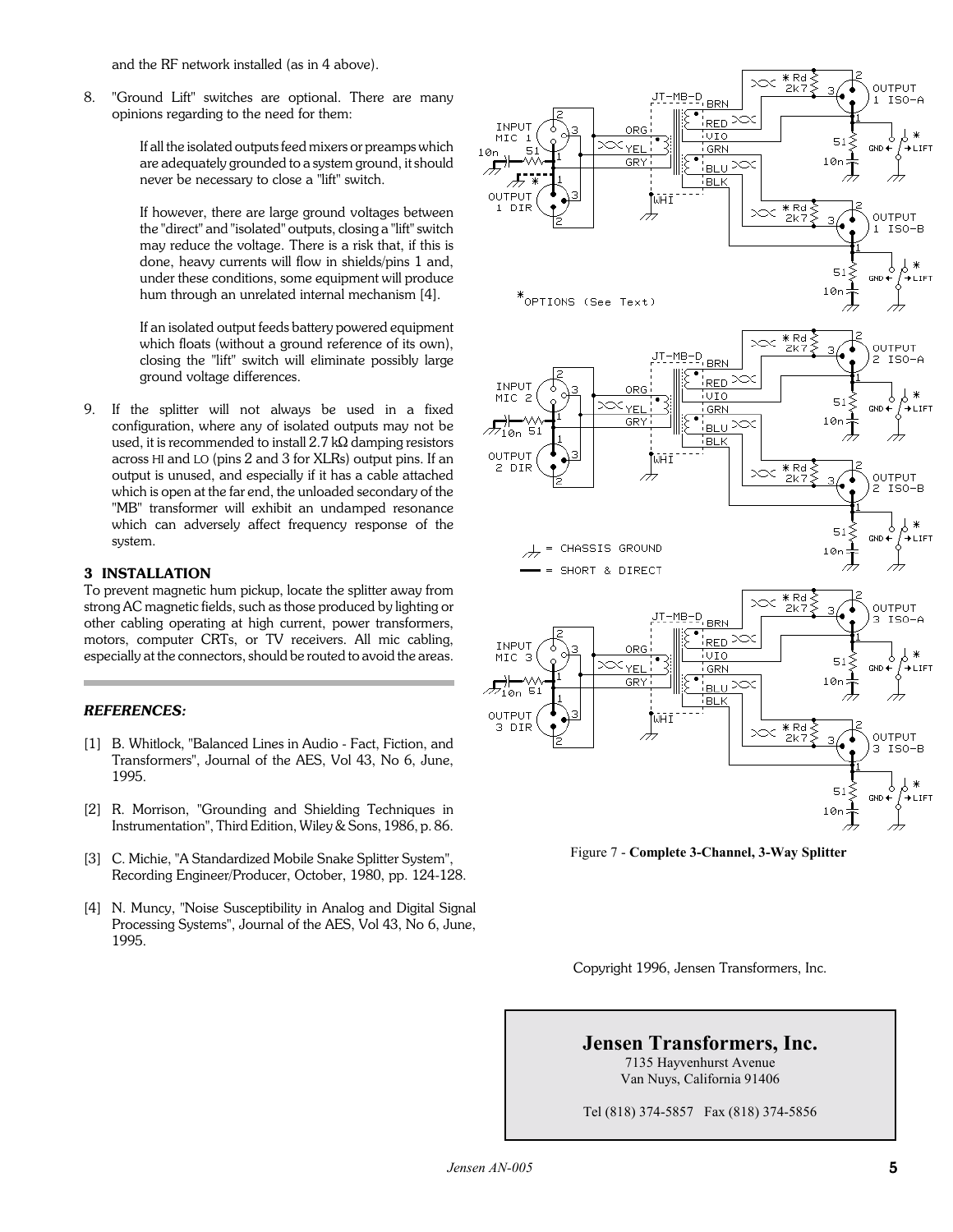and the RF network installed (as in 4 above).

8. "Ground Lift" switches are optional. There are many opinions regarding to the need for them:

   If all the isolated outputs feed mixers or preamps which are adequately grounded to a system ground, it should never be necessary to close a "lift" switch.

   If however, there are large ground voltages between the "direct" and "isolated" outputs, closing a "lift" switch may reduce the voltage. There is a risk that, if this is done, heavy currents will flow in shields/pins 1 and, under these conditions, some equipment will produce hum through an unrelated internal mechanism [4].

   If an isolated output feeds battery powered equipment which floats (without a ground reference of its own), closing the "lift" switch will eliminate possibly large ground voltage differences.

9. If the splitter will not always be used in a fixed configuration, where any of isolated outputs may not be used, it is recommended to install 2.7 kΩ damping resistors across HI and LO (pins 2 and 3 for XLRs) output pins. If an output is unused, and especially if it has a cable attached which is open at the far end, the unloaded secondary of the "MB" transformer will exhibit an undamped resonance which can adversely affect frequency response of the system.

## 3 INSTALLATION

To prevent magnetic hum pickup, locate the splitter away from strong AC magnetic fields, such as those produced by lighting or other cabling operating at high current, power transformers, motors, computer CRTs, or TV receivers. All mic cabling, especially at the connectors, should be routed to avoid the areas.

### *REFERENCES:*

[1] B. Whitlock, "Balanced Lines in Audio - Fact, Fiction, and Transformers", Journal of the AES, Vol 43, No 6, June, 1995.

[2] R. Morrison, "Grounding and Shielding Techniques in Instrumentation", Third Edition, Wiley & Sons, 1986, p. 86.

[3] C. Michie, "A Standardized Mobile Snake Splitter System", Recording Engineer/Producer, October, 1980, pp. 124-128.

[4] N. Muncy, "Noise Susceptibility in Analog and Digital Signal Processing Systems", Journal of the AES, Vol 43, No 6, June, 1995.

INPUT MIC 1
INPUT MIC 2
INPUT MIC 3
OUTPUT 1 DIR
OUTPUT 2 DIR
OUTPUT 3 DIR
OUTPUT 1 ISO-A
OUTPUT 1 ISO-B
OUTPUT 2 ISO-A
OUTPUT 2 ISO-B
OUTPUT 3 ISO-A
OUTPUT 3 ISO-B
JT-MB-D
ORG YEL GRY BRN RED VIO GRN BLU BLK WHI
10n 51
*Rd 2k7
GND LIFT
*OPTIONS (See Text)
= CHASSIS GROUND
= SHORT & DIRECT

Figure 7 - **Complete 3-Channel, 3-Way Splitter**

Copyright 1996, Jensen Transformers, Inc.

**Jensen Transformers, Inc.**
7135 Hayvenhurst Avenue
Van Nuys, California 91406

Tel (818) 374-5857 Fax (818) 374-5856